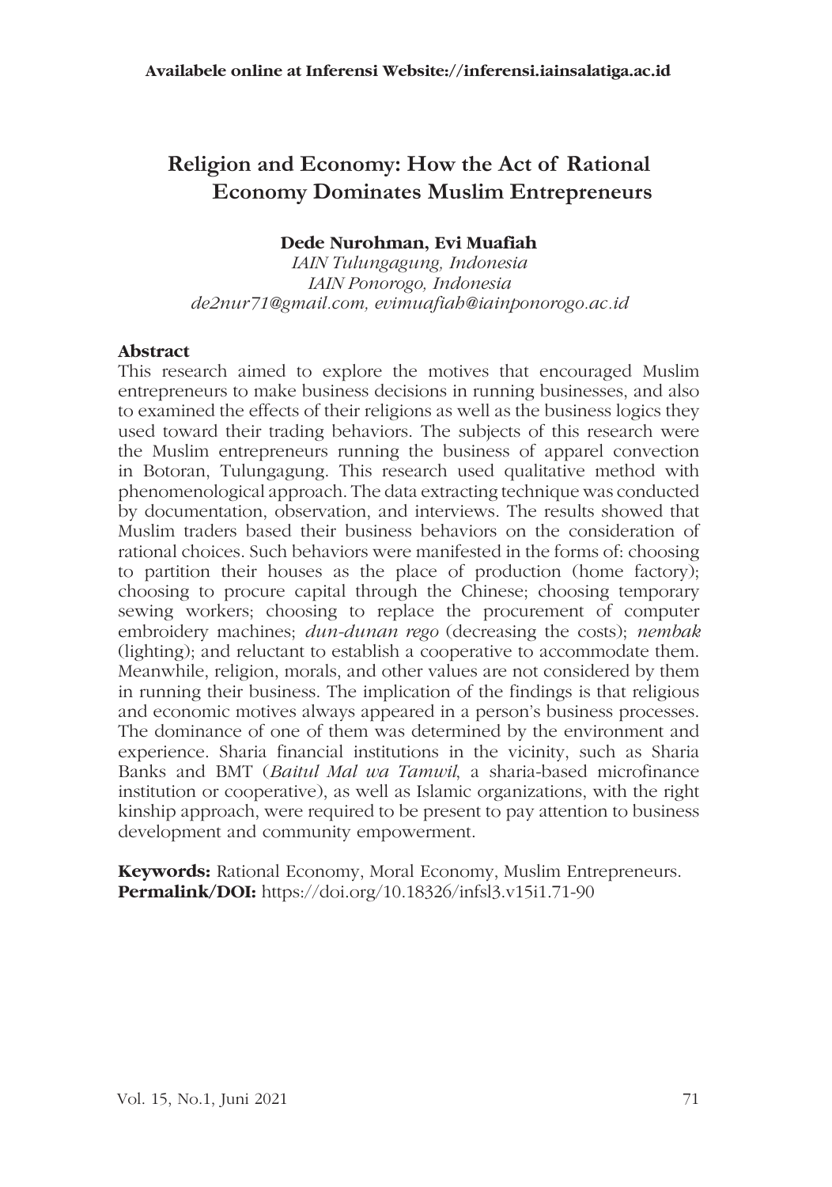# Religion and Economy: How the Act of Rational Economy Dominates Muslim Entrepreneurs

**Dede Nurohman, Evi Muafiah**

*IAIN Tulungagung, Indonesia*
*IAIN Ponorogo, Indonesia*
*de2nur71@gmail.com, evimuafiah@iainponorogo.ac.id*

## Abstract

This research aimed to explore the motives that encouraged Muslim entrepreneurs to make business decisions in running businesses, and also to examined the effects of their religions as well as the business logics they used toward their trading behaviors. The subjects of this research were the Muslim entrepreneurs running the business of apparel convection in Botoran, Tulungagung. This research used qualitative method with phenomenological approach. The data extracting technique was conducted by documentation, observation, and interviews. The results showed that Muslim traders based their business behaviors on the consideration of rational choices. Such behaviors were manifested in the forms of: choosing to partition their houses as the place of production (home factory); choosing to procure capital through the Chinese; choosing temporary sewing workers; choosing to replace the procurement of computer embroidery machines; *dun-dunan rego* (decreasing the costs); *nembak* (lighting); and reluctant to establish a cooperative to accommodate them. Meanwhile, religion, morals, and other values are not considered by them in running their business. The implication of the findings is that religious and economic motives always appeared in a person's business processes. The dominance of one of them was determined by the environment and experience. Sharia financial institutions in the vicinity, such as Sharia Banks and BMT (*Baitul Mal wa Tamwil*, a sharia-based microfinance institution or cooperative), as well as Islamic organizations, with the right kinship approach, were required to be present to pay attention to business development and community empowerment.

**Keywords:** Rational Economy, Moral Economy, Muslim Entrepreneurs.
**Permalink/DOI:** https://doi.org/10.18326/infsl3.v15i1.71-90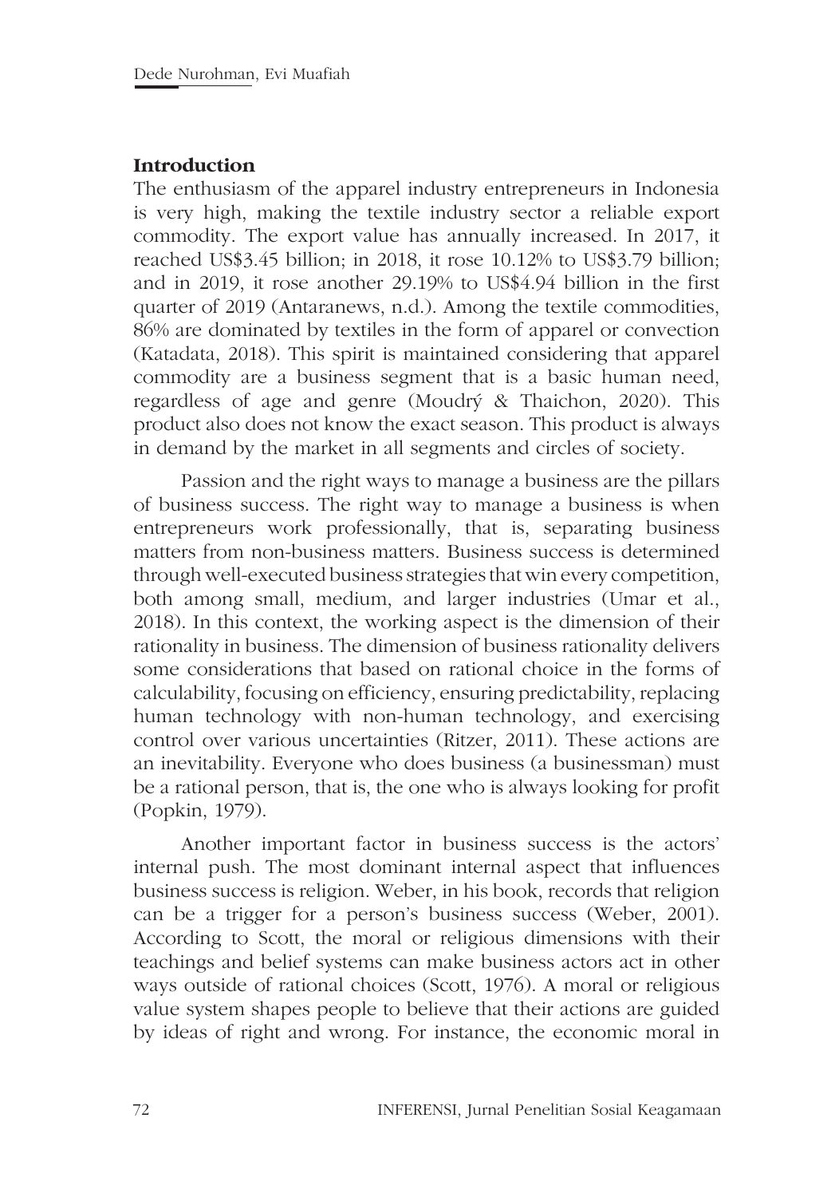## Introduction

The enthusiasm of the apparel industry entrepreneurs in Indonesia is very high, making the textile industry sector a reliable export commodity. The export value has annually increased. In 2017, it reached US$3.45 billion; in 2018, it rose 10.12% to US$3.79 billion; and in 2019, it rose another 29.19% to US$4.94 billion in the first quarter of 2019 (Antaranews, n.d.). Among the textile commodities, 86% are dominated by textiles in the form of apparel or convection (Katadata, 2018). This spirit is maintained considering that apparel commodity are a business segment that is a basic human need, regardless of age and genre (Moudrý & Thaichon, 2020). This product also does not know the exact season. This product is always in demand by the market in all segments and circles of society.

Passion and the right ways to manage a business are the pillars of business success. The right way to manage a business is when entrepreneurs work professionally, that is, separating business matters from non-business matters. Business success is determined through well-executed business strategies that win every competition, both among small, medium, and larger industries (Umar et al., 2018). In this context, the working aspect is the dimension of their rationality in business. The dimension of business rationality delivers some considerations that based on rational choice in the forms of calculability, focusing on efficiency, ensuring predictability, replacing human technology with non-human technology, and exercising control over various uncertainties (Ritzer, 2011). These actions are an inevitability. Everyone who does business (a businessman) must be a rational person, that is, the one who is always looking for profit (Popkin, 1979).

Another important factor in business success is the actors' internal push. The most dominant internal aspect that influences business success is religion. Weber, in his book, records that religion can be a trigger for a person's business success (Weber, 2001). According to Scott, the moral or religious dimensions with their teachings and belief systems can make business actors act in other ways outside of rational choices (Scott, 1976). A moral or religious value system shapes people to believe that their actions are guided by ideas of right and wrong. For instance, the economic moral in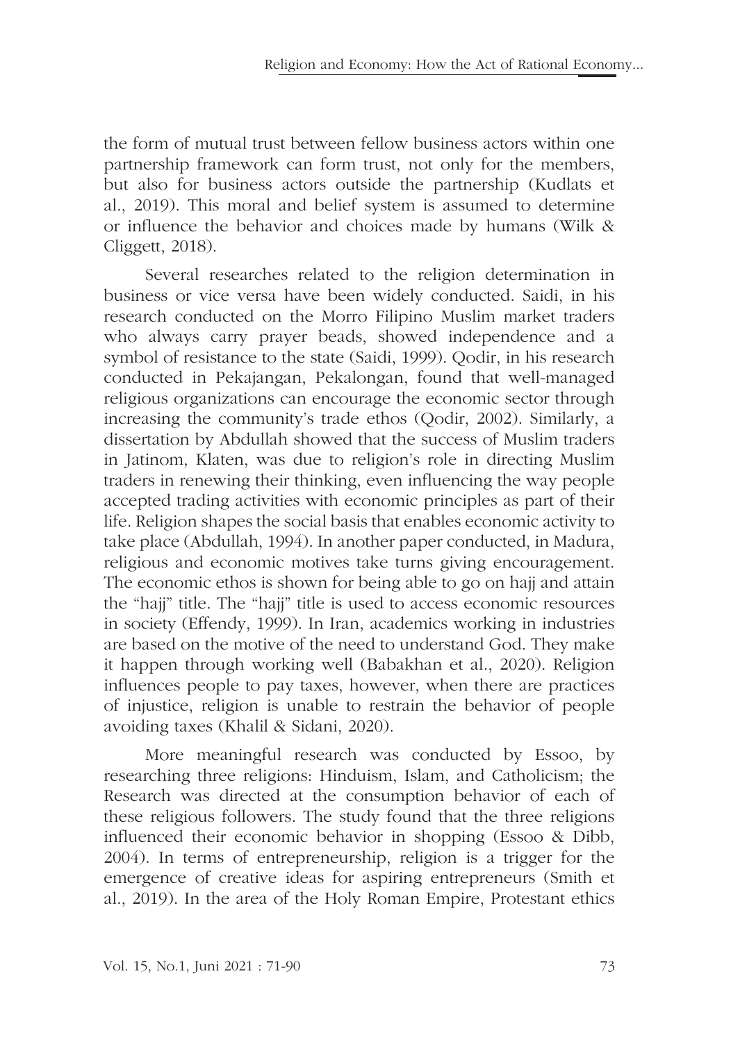the form of mutual trust between fellow business actors within one partnership framework can form trust, not only for the members, but also for business actors outside the partnership (Kudlats et al., 2019). This moral and belief system is assumed to determine or influence the behavior and choices made by humans (Wilk & Cliggett, 2018).

Several researches related to the religion determination in business or vice versa have been widely conducted. Saidi, in his research conducted on the Morro Filipino Muslim market traders who always carry prayer beads, showed independence and a symbol of resistance to the state (Saidi, 1999). Qodir, in his research conducted in Pekajangan, Pekalongan, found that well-managed religious organizations can encourage the economic sector through increasing the community's trade ethos (Qodir, 2002). Similarly, a dissertation by Abdullah showed that the success of Muslim traders in Jatinom, Klaten, was due to religion's role in directing Muslim traders in renewing their thinking, even influencing the way people accepted trading activities with economic principles as part of their life. Religion shapes the social basis that enables economic activity to take place (Abdullah, 1994). In another paper conducted, in Madura, religious and economic motives take turns giving encouragement. The economic ethos is shown for being able to go on hajj and attain the "hajj" title. The "hajj" title is used to access economic resources in society (Effendy, 1999). In Iran, academics working in industries are based on the motive of the need to understand God. They make it happen through working well (Babakhan et al., 2020). Religion influences people to pay taxes, however, when there are practices of injustice, religion is unable to restrain the behavior of people avoiding taxes (Khalil & Sidani, 2020).

More meaningful research was conducted by Essoo, by researching three religions: Hinduism, Islam, and Catholicism; the Research was directed at the consumption behavior of each of these religious followers. The study found that the three religions influenced their economic behavior in shopping (Essoo & Dibb, 2004). In terms of entrepreneurship, religion is a trigger for the emergence of creative ideas for aspiring entrepreneurs (Smith et al., 2019). In the area of the Holy Roman Empire, Protestant ethics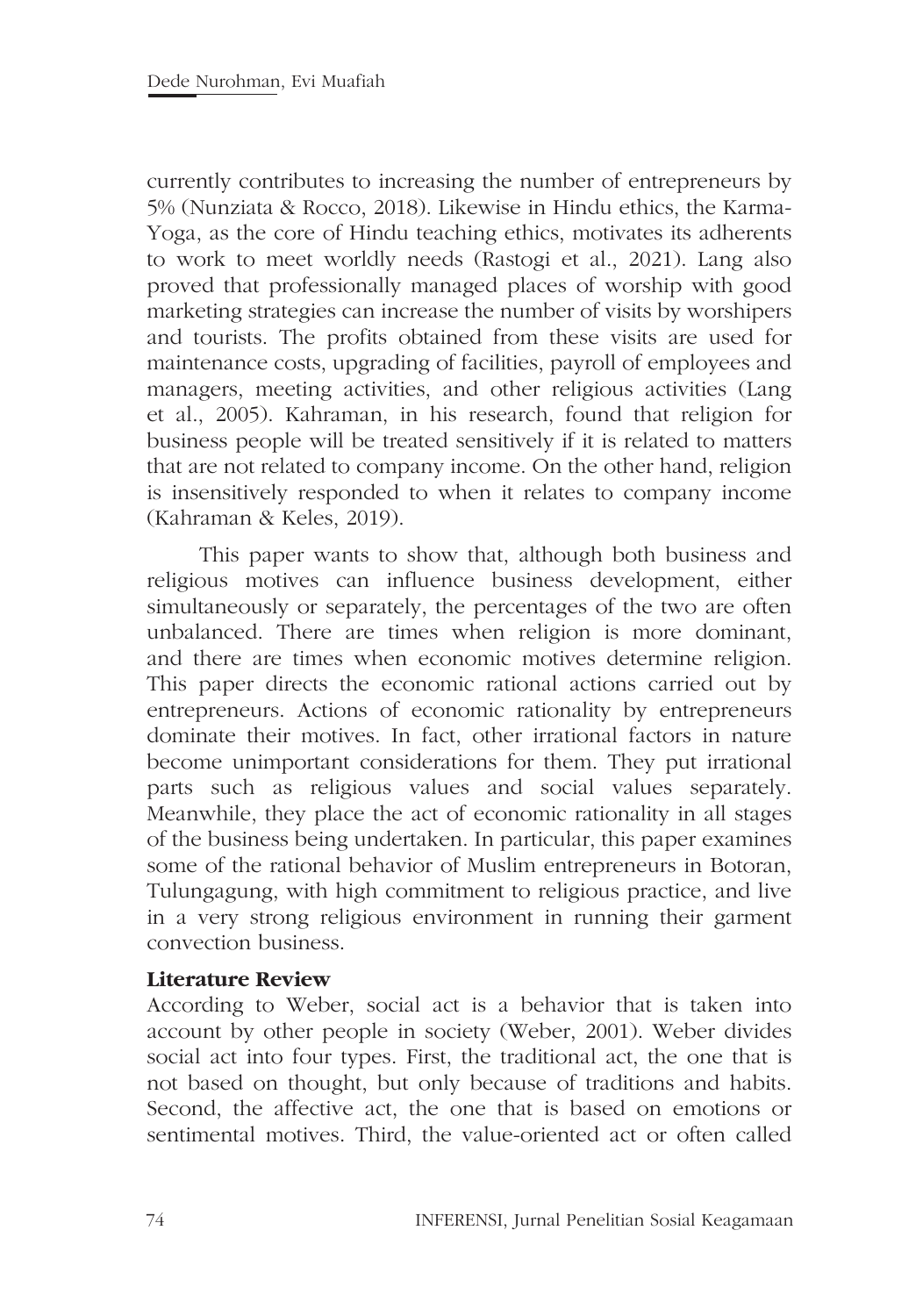currently contributes to increasing the number of entrepreneurs by 5% (Nunziata & Rocco, 2018). Likewise in Hindu ethics, the Karma-Yoga, as the core of Hindu teaching ethics, motivates its adherents to work to meet worldly needs (Rastogi et al., 2021). Lang also proved that professionally managed places of worship with good marketing strategies can increase the number of visits by worshipers and tourists. The profits obtained from these visits are used for maintenance costs, upgrading of facilities, payroll of employees and managers, meeting activities, and other religious activities (Lang et al., 2005). Kahraman, in his research, found that religion for business people will be treated sensitively if it is related to matters that are not related to company income. On the other hand, religion is insensitively responded to when it relates to company income (Kahraman & Keles, 2019).

This paper wants to show that, although both business and religious motives can influence business development, either simultaneously or separately, the percentages of the two are often unbalanced. There are times when religion is more dominant, and there are times when economic motives determine religion. This paper directs the economic rational actions carried out by entrepreneurs. Actions of economic rationality by entrepreneurs dominate their motives. In fact, other irrational factors in nature become unimportant considerations for them. They put irrational parts such as religious values and social values separately. Meanwhile, they place the act of economic rationality in all stages of the business being undertaken. In particular, this paper examines some of the rational behavior of Muslim entrepreneurs in Botoran, Tulungagung, with high commitment to religious practice, and live in a very strong religious environment in running their garment convection business.

## Literature Review

According to Weber, social act is a behavior that is taken into account by other people in society (Weber, 2001). Weber divides social act into four types. First, the traditional act, the one that is not based on thought, but only because of traditions and habits. Second, the affective act, the one that is based on emotions or sentimental motives. Third, the value-oriented act or often called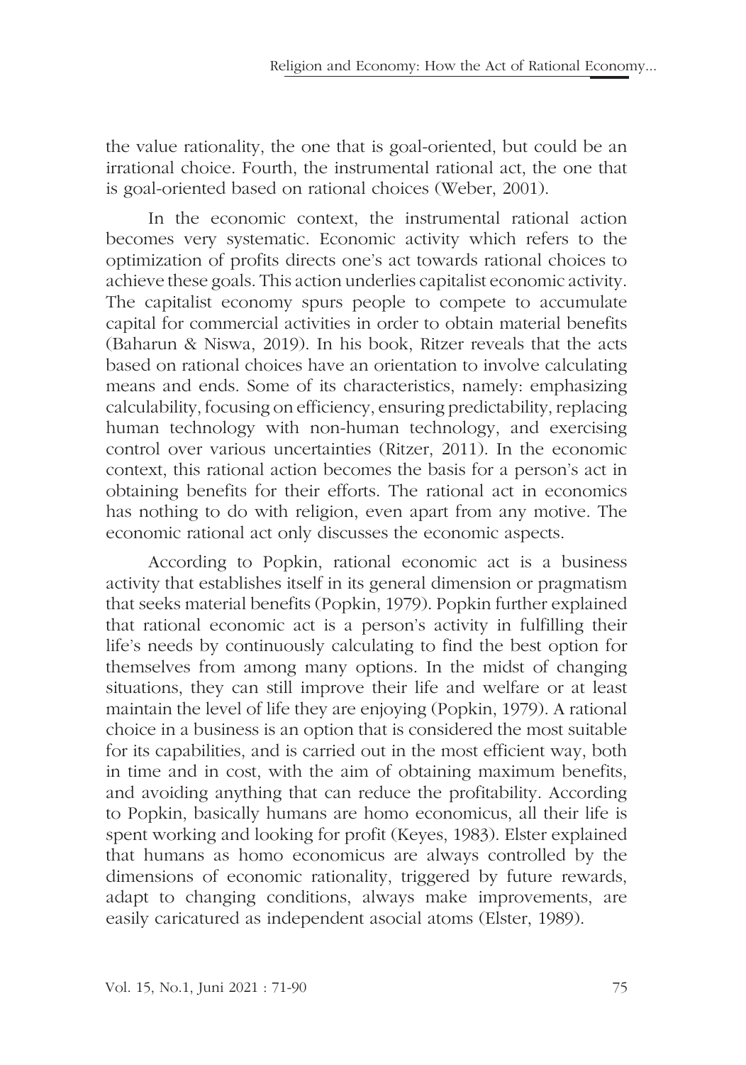the value rationality, the one that is goal-oriented, but could be an irrational choice. Fourth, the instrumental rational act, the one that is goal-oriented based on rational choices (Weber, 2001).

In the economic context, the instrumental rational action becomes very systematic. Economic activity which refers to the optimization of profits directs one's act towards rational choices to achieve these goals. This action underlies capitalist economic activity. The capitalist economy spurs people to compete to accumulate capital for commercial activities in order to obtain material benefits (Baharun & Niswa, 2019). In his book, Ritzer reveals that the acts based on rational choices have an orientation to involve calculating means and ends. Some of its characteristics, namely: emphasizing calculability, focusing on efficiency, ensuring predictability, replacing human technology with non-human technology, and exercising control over various uncertainties (Ritzer, 2011). In the economic context, this rational action becomes the basis for a person's act in obtaining benefits for their efforts. The rational act in economics has nothing to do with religion, even apart from any motive. The economic rational act only discusses the economic aspects.

According to Popkin, rational economic act is a business activity that establishes itself in its general dimension or pragmatism that seeks material benefits (Popkin, 1979). Popkin further explained that rational economic act is a person's activity in fulfilling their life's needs by continuously calculating to find the best option for themselves from among many options. In the midst of changing situations, they can still improve their life and welfare or at least maintain the level of life they are enjoying (Popkin, 1979). A rational choice in a business is an option that is considered the most suitable for its capabilities, and is carried out in the most efficient way, both in time and in cost, with the aim of obtaining maximum benefits, and avoiding anything that can reduce the profitability. According to Popkin, basically humans are homo economicus, all their life is spent working and looking for profit (Keyes, 1983). Elster explained that humans as homo economicus are always controlled by the dimensions of economic rationality, triggered by future rewards, adapt to changing conditions, always make improvements, are easily caricatured as independent asocial atoms (Elster, 1989).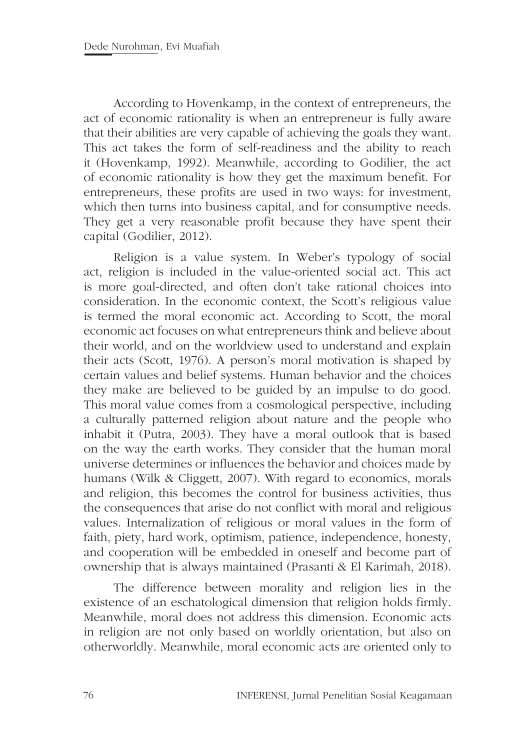According to Hovenkamp, in the context of entrepreneurs, the act of economic rationality is when an entrepreneur is fully aware that their abilities are very capable of achieving the goals they want. This act takes the form of self-readiness and the ability to reach it (Hovenkamp, 1992). Meanwhile, according to Godilier, the act of economic rationality is how they get the maximum benefit. For entrepreneurs, these profits are used in two ways: for investment, which then turns into business capital, and for consumptive needs. They get a very reasonable profit because they have spent their capital (Godilier, 2012).

Religion is a value system. In Weber's typology of social act, religion is included in the value-oriented social act. This act is more goal-directed, and often don't take rational choices into consideration. In the economic context, the Scott's religious value is termed the moral economic act. According to Scott, the moral economic act focuses on what entrepreneurs think and believe about their world, and on the worldview used to understand and explain their acts (Scott, 1976). A person's moral motivation is shaped by certain values and belief systems. Human behavior and the choices they make are believed to be guided by an impulse to do good. This moral value comes from a cosmological perspective, including a culturally patterned religion about nature and the people who inhabit it (Putra, 2003). They have a moral outlook that is based on the way the earth works. They consider that the human moral universe determines or influences the behavior and choices made by humans (Wilk & Cliggett, 2007). With regard to economics, morals and religion, this becomes the control for business activities, thus the consequences that arise do not conflict with moral and religious values. Internalization of religious or moral values in the form of faith, piety, hard work, optimism, patience, independence, honesty, and cooperation will be embedded in oneself and become part of ownership that is always maintained (Prasanti & El Karimah, 2018).

The difference between morality and religion lies in the existence of an eschatological dimension that religion holds firmly. Meanwhile, moral does not address this dimension. Economic acts in religion are not only based on worldly orientation, but also on otherworldly. Meanwhile, moral economic acts are oriented only to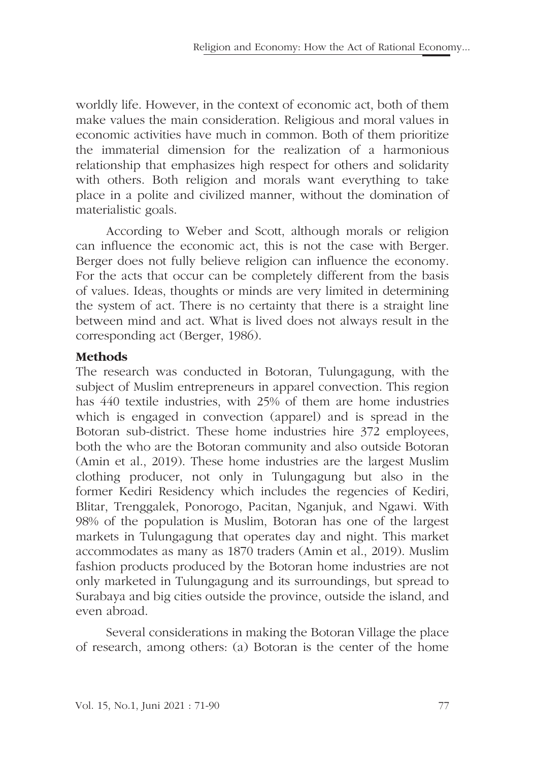worldly life. However, in the context of economic act, both of them make values the main consideration. Religious and moral values in economic activities have much in common. Both of them prioritize the immaterial dimension for the realization of a harmonious relationship that emphasizes high respect for others and solidarity with others. Both religion and morals want everything to take place in a polite and civilized manner, without the domination of materialistic goals.

According to Weber and Scott, although morals or religion can influence the economic act, this is not the case with Berger. Berger does not fully believe religion can influence the economy. For the acts that occur can be completely different from the basis of values. Ideas, thoughts or minds are very limited in determining the system of act. There is no certainty that there is a straight line between mind and act. What is lived does not always result in the corresponding act (Berger, 1986).

## Methods

The research was conducted in Botoran, Tulungagung, with the subject of Muslim entrepreneurs in apparel convection. This region has 440 textile industries, with 25% of them are home industries which is engaged in convection (apparel) and is spread in the Botoran sub-district. These home industries hire 372 employees, both the who are the Botoran community and also outside Botoran (Amin et al., 2019). These home industries are the largest Muslim clothing producer, not only in Tulungagung but also in the former Kediri Residency which includes the regencies of Kediri, Blitar, Trenggalek, Ponorogo, Pacitan, Nganjuk, and Ngawi. With 98% of the population is Muslim, Botoran has one of the largest markets in Tulungagung that operates day and night. This market accommodates as many as 1870 traders (Amin et al., 2019). Muslim fashion products produced by the Botoran home industries are not only marketed in Tulungagung and its surroundings, but spread to Surabaya and big cities outside the province, outside the island, and even abroad.

Several considerations in making the Botoran Village the place of research, among others: (a) Botoran is the center of the home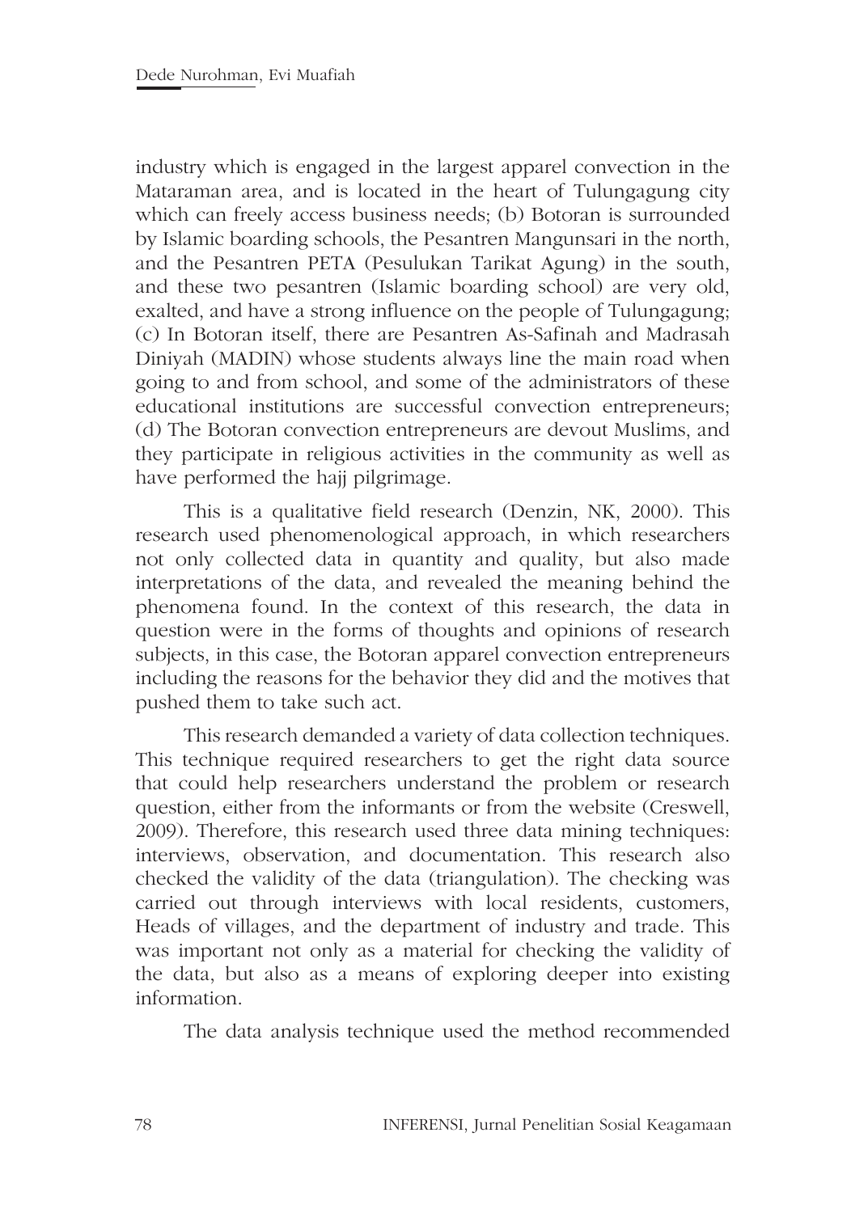industry which is engaged in the largest apparel convection in the Mataraman area, and is located in the heart of Tulungagung city which can freely access business needs; (b) Botoran is surrounded by Islamic boarding schools, the Pesantren Mangunsari in the north, and the Pesantren PETA (Pesulukan Tarikat Agung) in the south, and these two pesantren (Islamic boarding school) are very old, exalted, and have a strong influence on the people of Tulungagung; (c) In Botoran itself, there are Pesantren As-Safinah and Madrasah Diniyah (MADIN) whose students always line the main road when going to and from school, and some of the administrators of these educational institutions are successful convection entrepreneurs; (d) The Botoran convection entrepreneurs are devout Muslims, and they participate in religious activities in the community as well as have performed the hajj pilgrimage.

This is a qualitative field research (Denzin, NK, 2000). This research used phenomenological approach, in which researchers not only collected data in quantity and quality, but also made interpretations of the data, and revealed the meaning behind the phenomena found. In the context of this research, the data in question were in the forms of thoughts and opinions of research subjects, in this case, the Botoran apparel convection entrepreneurs including the reasons for the behavior they did and the motives that pushed them to take such act.

This research demanded a variety of data collection techniques. This technique required researchers to get the right data source that could help researchers understand the problem or research question, either from the informants or from the website (Creswell, 2009). Therefore, this research used three data mining techniques: interviews, observation, and documentation. This research also checked the validity of the data (triangulation). The checking was carried out through interviews with local residents, customers, Heads of villages, and the department of industry and trade. This was important not only as a material for checking the validity of the data, but also as a means of exploring deeper into existing information.

The data analysis technique used the method recommended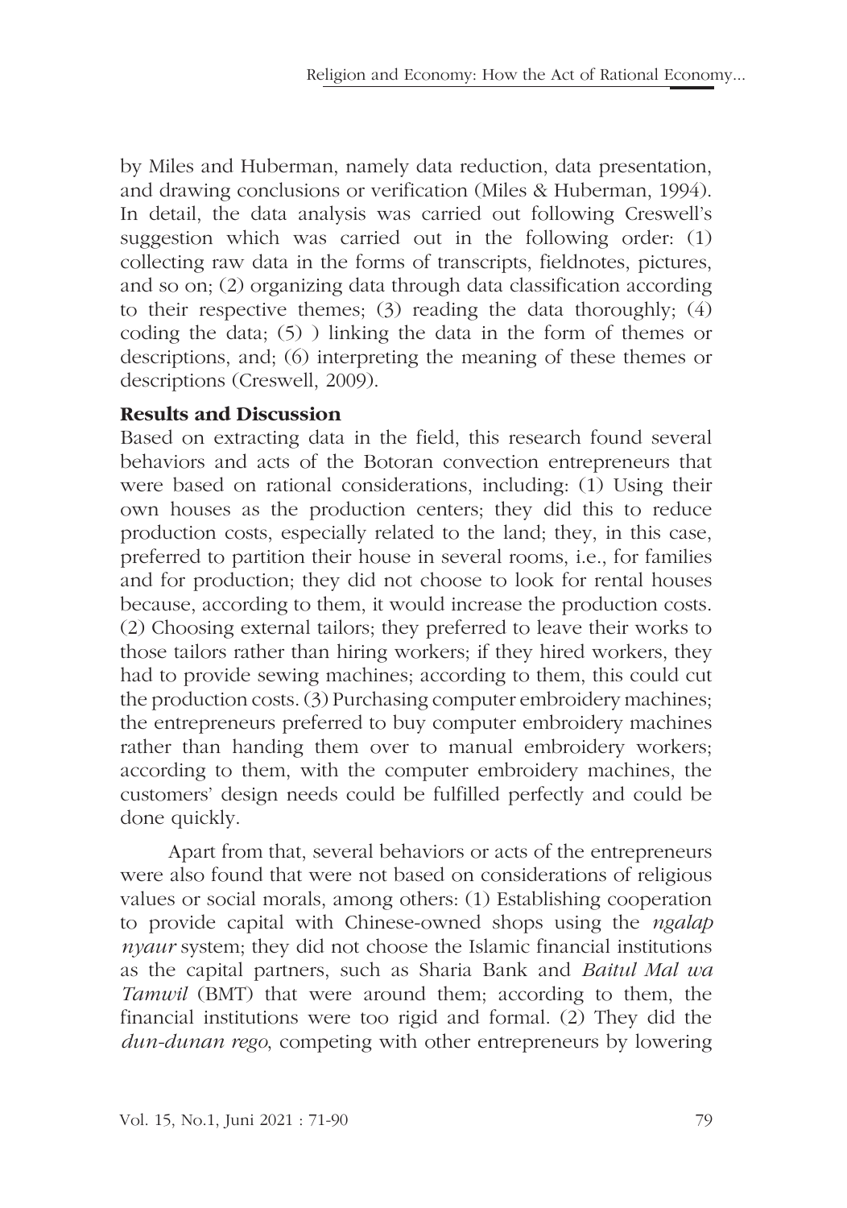by Miles and Huberman, namely data reduction, data presentation, and drawing conclusions or verification (Miles & Huberman, 1994). In detail, the data analysis was carried out following Creswell's suggestion which was carried out in the following order: (1) collecting raw data in the forms of transcripts, fieldnotes, pictures, and so on; (2) organizing data through data classification according to their respective themes; (3) reading the data thoroughly; (4) coding the data; (5) ) linking the data in the form of themes or descriptions, and; (6) interpreting the meaning of these themes or descriptions (Creswell, 2009).

## Results and Discussion

Based on extracting data in the field, this research found several behaviors and acts of the Botoran convection entrepreneurs that were based on rational considerations, including: (1) Using their own houses as the production centers; they did this to reduce production costs, especially related to the land; they, in this case, preferred to partition their house in several rooms, i.e., for families and for production; they did not choose to look for rental houses because, according to them, it would increase the production costs. (2) Choosing external tailors; they preferred to leave their works to those tailors rather than hiring workers; if they hired workers, they had to provide sewing machines; according to them, this could cut the production costs. (3) Purchasing computer embroidery machines; the entrepreneurs preferred to buy computer embroidery machines rather than handing them over to manual embroidery workers; according to them, with the computer embroidery machines, the customers' design needs could be fulfilled perfectly and could be done quickly.

Apart from that, several behaviors or acts of the entrepreneurs were also found that were not based on considerations of religious values or social morals, among others: (1) Establishing cooperation to provide capital with Chinese-owned shops using the *ngalap nyaur* system; they did not choose the Islamic financial institutions as the capital partners, such as Sharia Bank and *Baitul Mal wa Tamwil* (BMT) that were around them; according to them, the financial institutions were too rigid and formal. (2) They did the *dun-dunan rego*, competing with other entrepreneurs by lowering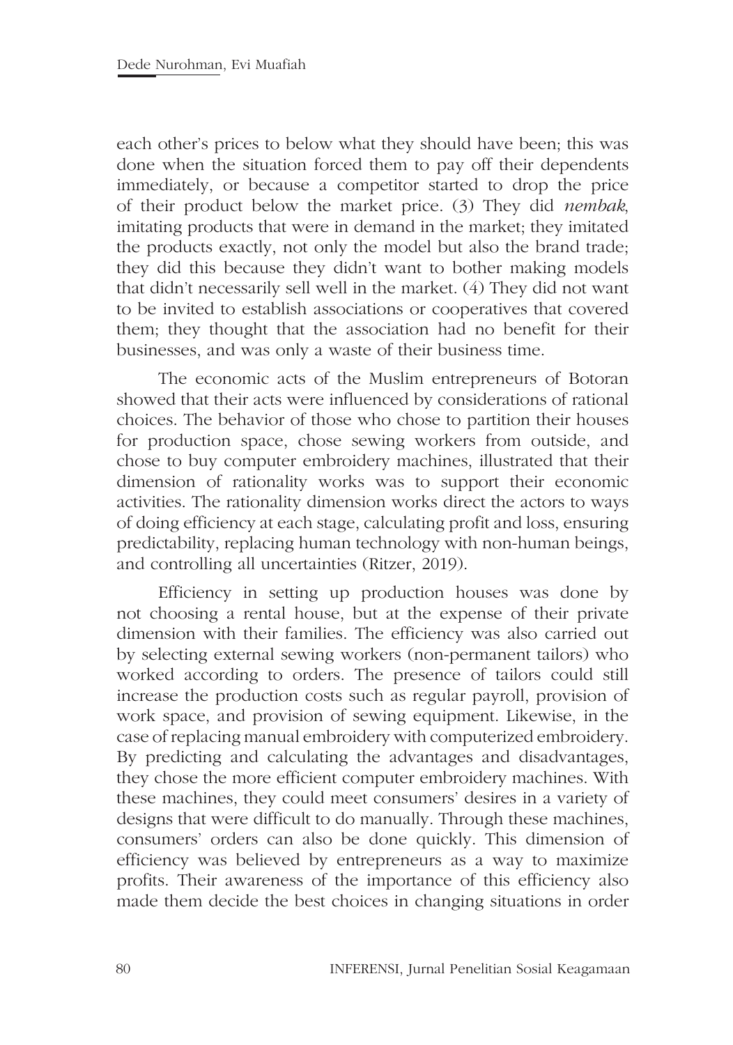each other's prices to below what they should have been; this was done when the situation forced them to pay off their dependents immediately, or because a competitor started to drop the price of their product below the market price. (3) They did *nembak*, imitating products that were in demand in the market; they imitated the products exactly, not only the model but also the brand trade; they did this because they didn't want to bother making models that didn't necessarily sell well in the market. (4) They did not want to be invited to establish associations or cooperatives that covered them; they thought that the association had no benefit for their businesses, and was only a waste of their business time.

The economic acts of the Muslim entrepreneurs of Botoran showed that their acts were influenced by considerations of rational choices. The behavior of those who chose to partition their houses for production space, chose sewing workers from outside, and chose to buy computer embroidery machines, illustrated that their dimension of rationality works was to support their economic activities. The rationality dimension works direct the actors to ways of doing efficiency at each stage, calculating profit and loss, ensuring predictability, replacing human technology with non-human beings, and controlling all uncertainties (Ritzer, 2019).

Efficiency in setting up production houses was done by not choosing a rental house, but at the expense of their private dimension with their families. The efficiency was also carried out by selecting external sewing workers (non-permanent tailors) who worked according to orders. The presence of tailors could still increase the production costs such as regular payroll, provision of work space, and provision of sewing equipment. Likewise, in the case of replacing manual embroidery with computerized embroidery. By predicting and calculating the advantages and disadvantages, they chose the more efficient computer embroidery machines. With these machines, they could meet consumers' desires in a variety of designs that were difficult to do manually. Through these machines, consumers' orders can also be done quickly. This dimension of efficiency was believed by entrepreneurs as a way to maximize profits. Their awareness of the importance of this efficiency also made them decide the best choices in changing situations in order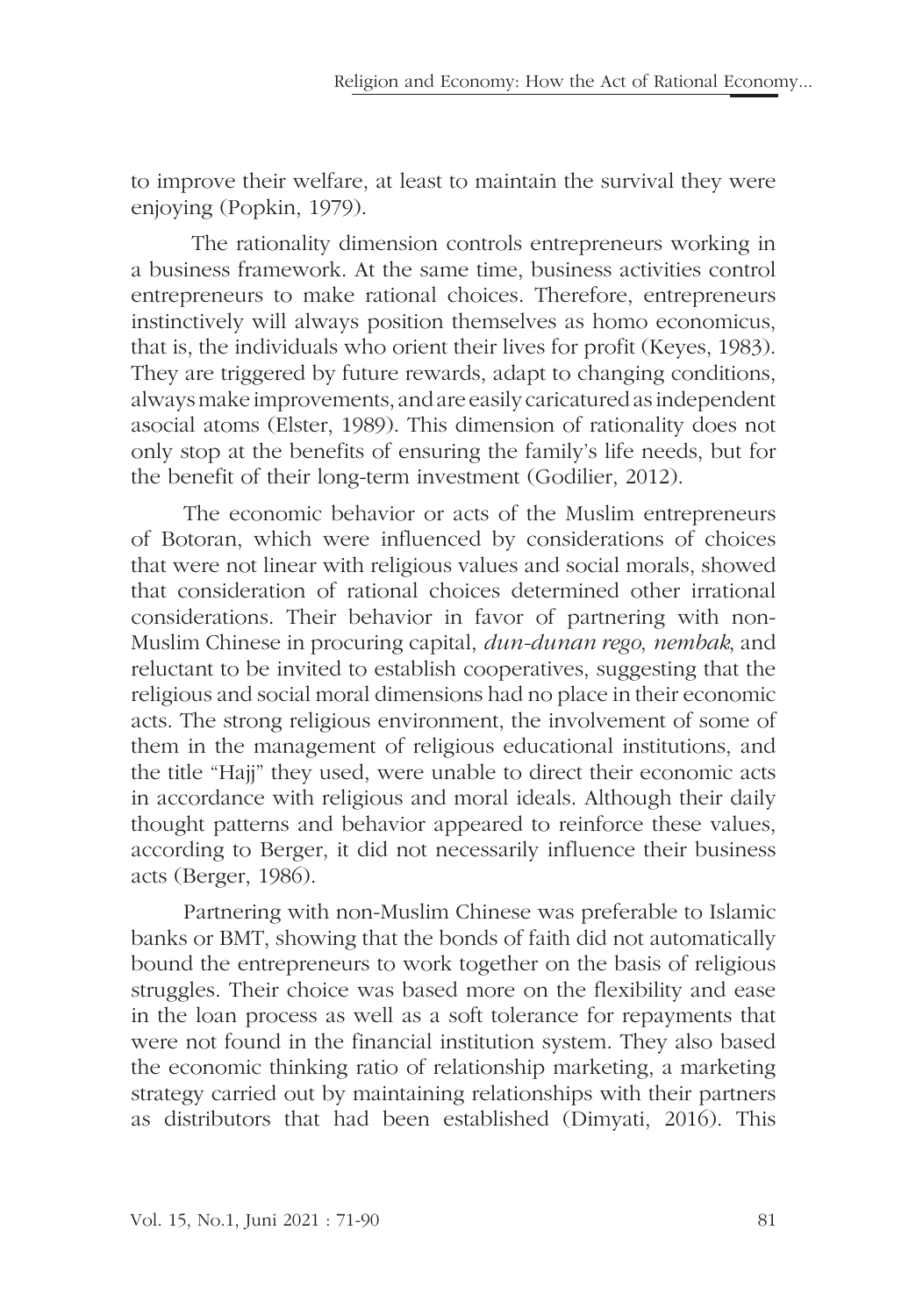to improve their welfare, at least to maintain the survival they were enjoying (Popkin, 1979).

The rationality dimension controls entrepreneurs working in a business framework. At the same time, business activities control entrepreneurs to make rational choices. Therefore, entrepreneurs instinctively will always position themselves as homo economicus, that is, the individuals who orient their lives for profit (Keyes, 1983). They are triggered by future rewards, adapt to changing conditions, always make improvements, and are easily caricatured as independent asocial atoms (Elster, 1989). This dimension of rationality does not only stop at the benefits of ensuring the family's life needs, but for the benefit of their long-term investment (Godilier, 2012).

The economic behavior or acts of the Muslim entrepreneurs of Botoran, which were influenced by considerations of choices that were not linear with religious values and social morals, showed that consideration of rational choices determined other irrational considerations. Their behavior in favor of partnering with non-Muslim Chinese in procuring capital, *dun-dunan rego*, *nembak*, and reluctant to be invited to establish cooperatives, suggesting that the religious and social moral dimensions had no place in their economic acts. The strong religious environment, the involvement of some of them in the management of religious educational institutions, and the title "Hajj" they used, were unable to direct their economic acts in accordance with religious and moral ideals. Although their daily thought patterns and behavior appeared to reinforce these values, according to Berger, it did not necessarily influence their business acts (Berger, 1986).

Partnering with non-Muslim Chinese was preferable to Islamic banks or BMT, showing that the bonds of faith did not automatically bound the entrepreneurs to work together on the basis of religious struggles. Their choice was based more on the flexibility and ease in the loan process as well as a soft tolerance for repayments that were not found in the financial institution system. They also based the economic thinking ratio of relationship marketing, a marketing strategy carried out by maintaining relationships with their partners as distributors that had been established (Dimyati, 2016). This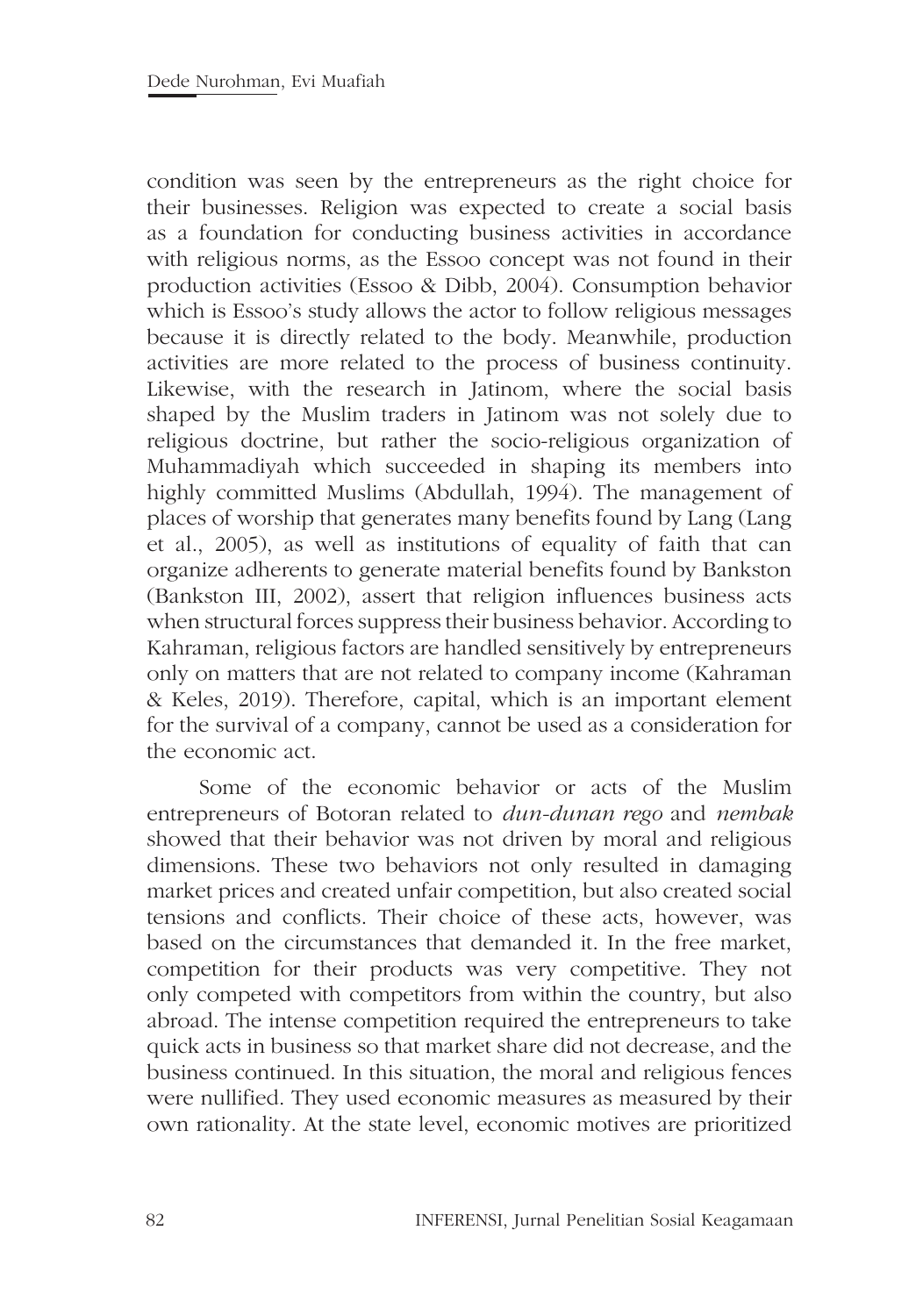condition was seen by the entrepreneurs as the right choice for their businesses. Religion was expected to create a social basis as a foundation for conducting business activities in accordance with religious norms, as the Essoo concept was not found in their production activities (Essoo & Dibb, 2004). Consumption behavior which is Essoo's study allows the actor to follow religious messages because it is directly related to the body. Meanwhile, production activities are more related to the process of business continuity. Likewise, with the research in Jatinom, where the social basis shaped by the Muslim traders in Jatinom was not solely due to religious doctrine, but rather the socio-religious organization of Muhammadiyah which succeeded in shaping its members into highly committed Muslims (Abdullah, 1994). The management of places of worship that generates many benefits found by Lang (Lang et al., 2005), as well as institutions of equality of faith that can organize adherents to generate material benefits found by Bankston (Bankston III, 2002), assert that religion influences business acts when structural forces suppress their business behavior. According to Kahraman, religious factors are handled sensitively by entrepreneurs only on matters that are not related to company income (Kahraman & Keles, 2019). Therefore, capital, which is an important element for the survival of a company, cannot be used as a consideration for the economic act.

Some of the economic behavior or acts of the Muslim entrepreneurs of Botoran related to *dun-dunan rego* and *nembak* showed that their behavior was not driven by moral and religious dimensions. These two behaviors not only resulted in damaging market prices and created unfair competition, but also created social tensions and conflicts. Their choice of these acts, however, was based on the circumstances that demanded it. In the free market, competition for their products was very competitive. They not only competed with competitors from within the country, but also abroad. The intense competition required the entrepreneurs to take quick acts in business so that market share did not decrease, and the business continued. In this situation, the moral and religious fences were nullified. They used economic measures as measured by their own rationality. At the state level, economic motives are prioritized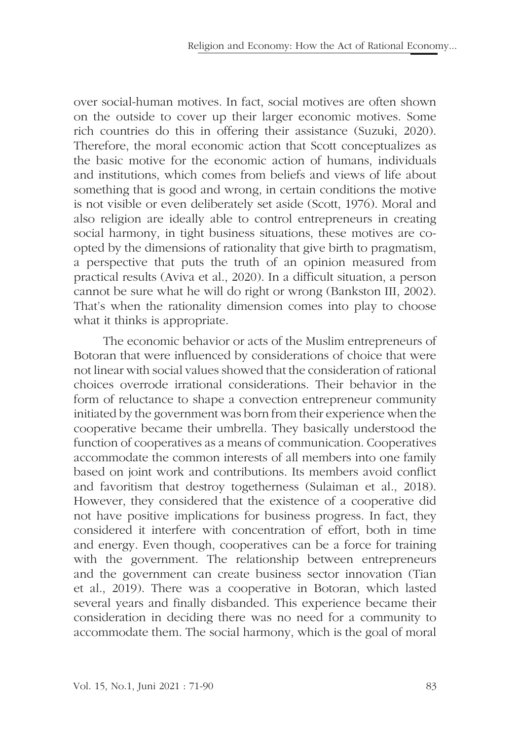over social-human motives. In fact, social motives are often shown on the outside to cover up their larger economic motives. Some rich countries do this in offering their assistance (Suzuki, 2020). Therefore, the moral economic action that Scott conceptualizes as the basic motive for the economic action of humans, individuals and institutions, which comes from beliefs and views of life about something that is good and wrong, in certain conditions the motive is not visible or even deliberately set aside (Scott, 1976). Moral and also religion are ideally able to control entrepreneurs in creating social harmony, in tight business situations, these motives are co-opted by the dimensions of rationality that give birth to pragmatism, a perspective that puts the truth of an opinion measured from practical results (Aviva et al., 2020). In a difficult situation, a person cannot be sure what he will do right or wrong (Bankston III, 2002). That's when the rationality dimension comes into play to choose what it thinks is appropriate.

The economic behavior or acts of the Muslim entrepreneurs of Botoran that were influenced by considerations of choice that were not linear with social values showed that the consideration of rational choices overrode irrational considerations. Their behavior in the form of reluctance to shape a convection entrepreneur community initiated by the government was born from their experience when the cooperative became their umbrella. They basically understood the function of cooperatives as a means of communication. Cooperatives accommodate the common interests of all members into one family based on joint work and contributions. Its members avoid conflict and favoritism that destroy togetherness (Sulaiman et al., 2018). However, they considered that the existence of a cooperative did not have positive implications for business progress. In fact, they considered it interfere with concentration of effort, both in time and energy. Even though, cooperatives can be a force for training with the government. The relationship between entrepreneurs and the government can create business sector innovation (Tian et al., 2019). There was a cooperative in Botoran, which lasted several years and finally disbanded. This experience became their consideration in deciding there was no need for a community to accommodate them. The social harmony, which is the goal of moral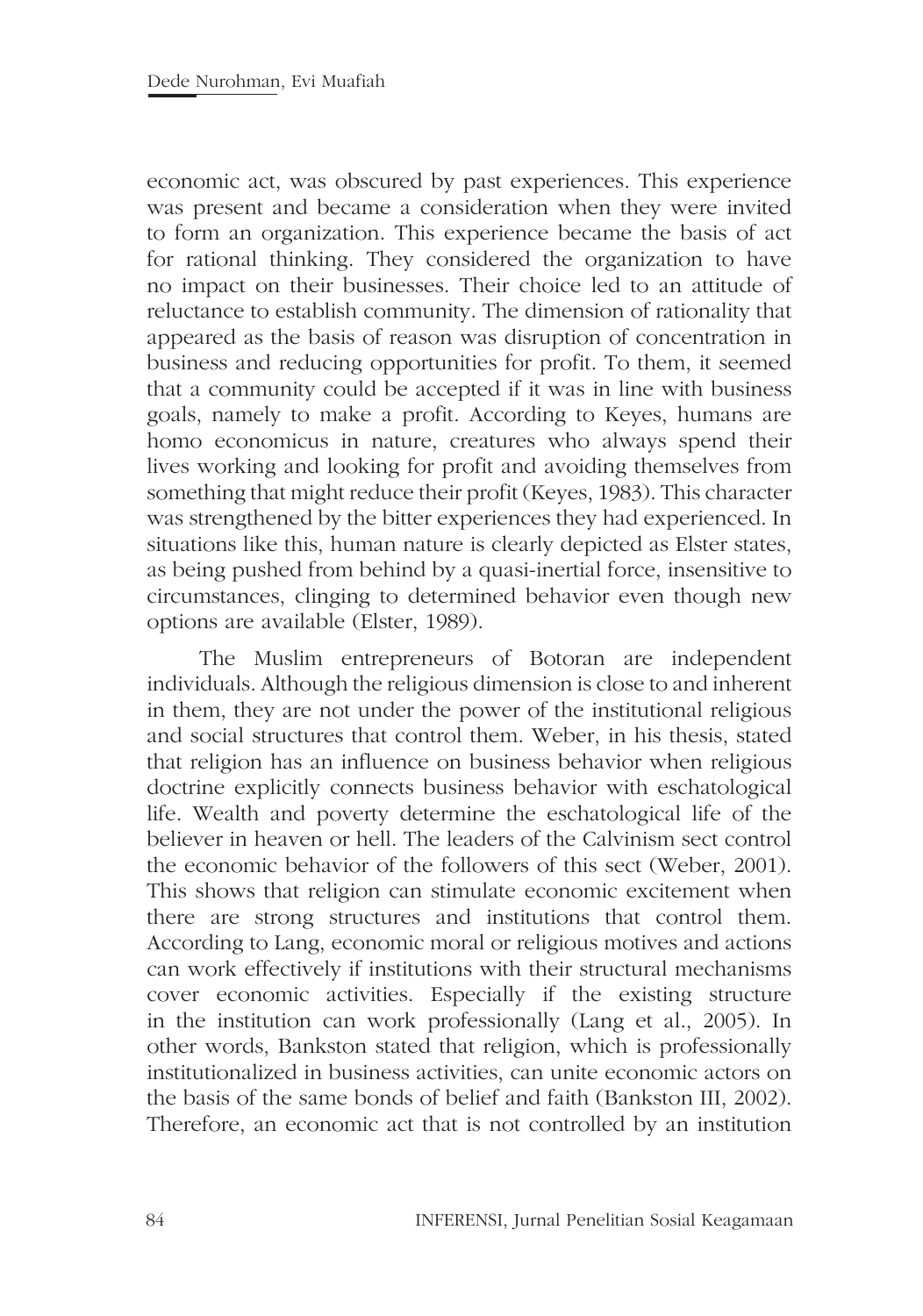economic act, was obscured by past experiences. This experience was present and became a consideration when they were invited to form an organization. This experience became the basis of act for rational thinking. They considered the organization to have no impact on their businesses. Their choice led to an attitude of reluctance to establish community. The dimension of rationality that appeared as the basis of reason was disruption of concentration in business and reducing opportunities for profit. To them, it seemed that a community could be accepted if it was in line with business goals, namely to make a profit. According to Keyes, humans are homo economicus in nature, creatures who always spend their lives working and looking for profit and avoiding themselves from something that might reduce their profit (Keyes, 1983). This character was strengthened by the bitter experiences they had experienced. In situations like this, human nature is clearly depicted as Elster states, as being pushed from behind by a quasi-inertial force, insensitive to circumstances, clinging to determined behavior even though new options are available (Elster, 1989).

The Muslim entrepreneurs of Botoran are independent individuals. Although the religious dimension is close to and inherent in them, they are not under the power of the institutional religious and social structures that control them. Weber, in his thesis, stated that religion has an influence on business behavior when religious doctrine explicitly connects business behavior with eschatological life. Wealth and poverty determine the eschatological life of the believer in heaven or hell. The leaders of the Calvinism sect control the economic behavior of the followers of this sect (Weber, 2001). This shows that religion can stimulate economic excitement when there are strong structures and institutions that control them. According to Lang, economic moral or religious motives and actions can work effectively if institutions with their structural mechanisms cover economic activities. Especially if the existing structure in the institution can work professionally (Lang et al., 2005). In other words, Bankston stated that religion, which is professionally institutionalized in business activities, can unite economic actors on the basis of the same bonds of belief and faith (Bankston III, 2002). Therefore, an economic act that is not controlled by an institution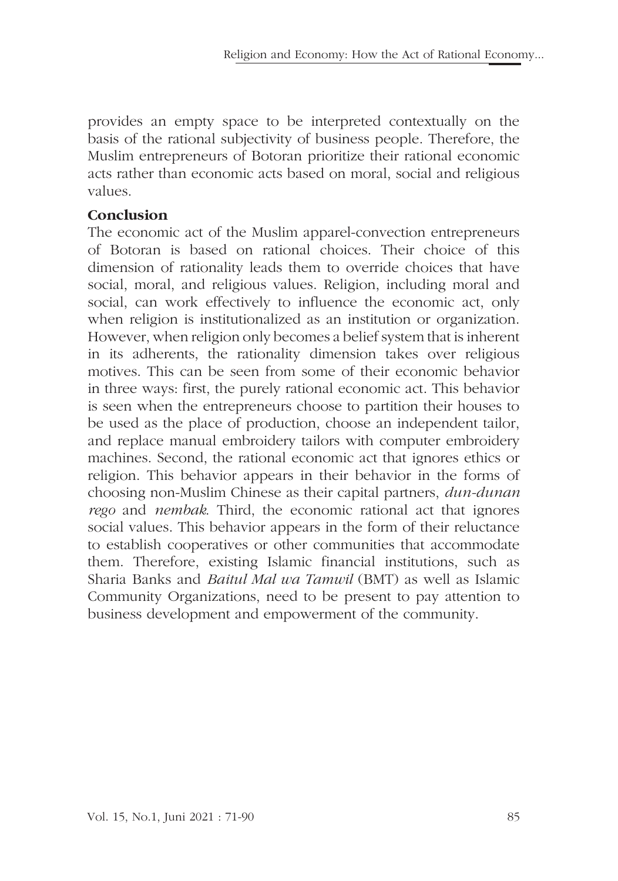provides an empty space to be interpreted contextually on the basis of the rational subjectivity of business people. Therefore, the Muslim entrepreneurs of Botoran prioritize their rational economic acts rather than economic acts based on moral, social and religious values.

## Conclusion

The economic act of the Muslim apparel-convection entrepreneurs of Botoran is based on rational choices. Their choice of this dimension of rationality leads them to override choices that have social, moral, and religious values. Religion, including moral and social, can work effectively to influence the economic act, only when religion is institutionalized as an institution or organization. However, when religion only becomes a belief system that is inherent in its adherents, the rationality dimension takes over religious motives. This can be seen from some of their economic behavior in three ways: first, the purely rational economic act. This behavior is seen when the entrepreneurs choose to partition their houses to be used as the place of production, choose an independent tailor, and replace manual embroidery tailors with computer embroidery machines. Second, the rational economic act that ignores ethics or religion. This behavior appears in their behavior in the forms of choosing non-Muslim Chinese as their capital partners, *dun-dunan rego* and *nembak*. Third, the economic rational act that ignores social values. This behavior appears in the form of their reluctance to establish cooperatives or other communities that accommodate them. Therefore, existing Islamic financial institutions, such as Sharia Banks and *Baitul Mal wa Tamwil* (BMT) as well as Islamic Community Organizations, need to be present to pay attention to business development and empowerment of the community.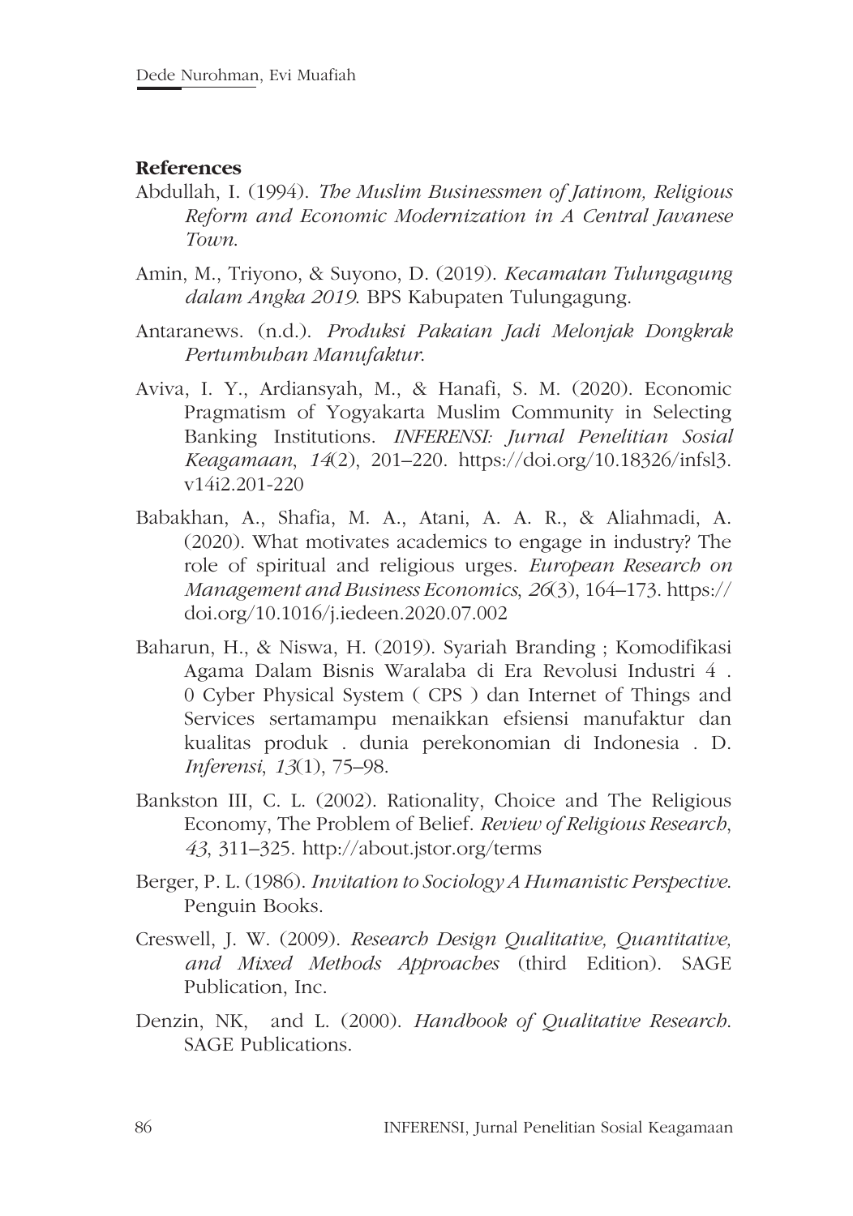### References

Abdullah, I. (1994). *The Muslim Businessmen of Jatinom, Religious Reform and Economic Modernization in A Central Javanese Town.*

Amin, M., Triyono, & Suyono, D. (2019). *Kecamatan Tulungagung dalam Angka 2019*. BPS Kabupaten Tulungagung.

Antaranews. (n.d.). *Produksi Pakaian Jadi Melonjak Dongkrak Pertumbuhan Manufaktur*.

Aviva, I. Y., Ardiansyah, M., & Hanafi, S. M. (2020). Economic Pragmatism of Yogyakarta Muslim Community in Selecting Banking Institutions. *INFERENSI: Jurnal Penelitian Sosial Keagamaan*, *14*(2), 201–220. https://doi.org/10.18326/infsl3.v14i2.201-220

Babakhan, A., Shafia, M. A., Atani, A. A. R., & Aliahmadi, A. (2020). What motivates academics to engage in industry? The role of spiritual and religious urges. *European Research on Management and Business Economics*, *26*(3), 164–173. https://doi.org/10.1016/j.iedeen.2020.07.002

Baharun, H., & Niswa, H. (2019). Syariah Branding ; Komodifikasi Agama Dalam Bisnis Waralaba di Era Revolusi Industri 4 . 0 Cyber Physical System ( CPS ) dan Internet of Things and Services sertamampu menaikkan efsiensi manufaktur dan kualitas produk . dunia perekonomian di Indonesia . D. *Inferensi*, *13*(1), 75–98.

Bankston III, C. L. (2002). Rationality, Choice and The Religious Economy, The Problem of Belief. *Review of Religious Research*, *43*, 311–325. http://about.jstor.org/terms

Berger, P. L. (1986). *Invitation to Sociology A Humanistic Perspective*. Penguin Books.

Creswell, J. W. (2009). *Research Design Qualitative, Quantitative, and Mixed Methods Approaches* (third Edition). SAGE Publication, Inc.

Denzin, NK, and L. (2000). *Handbook of Qualitative Research*. SAGE Publications.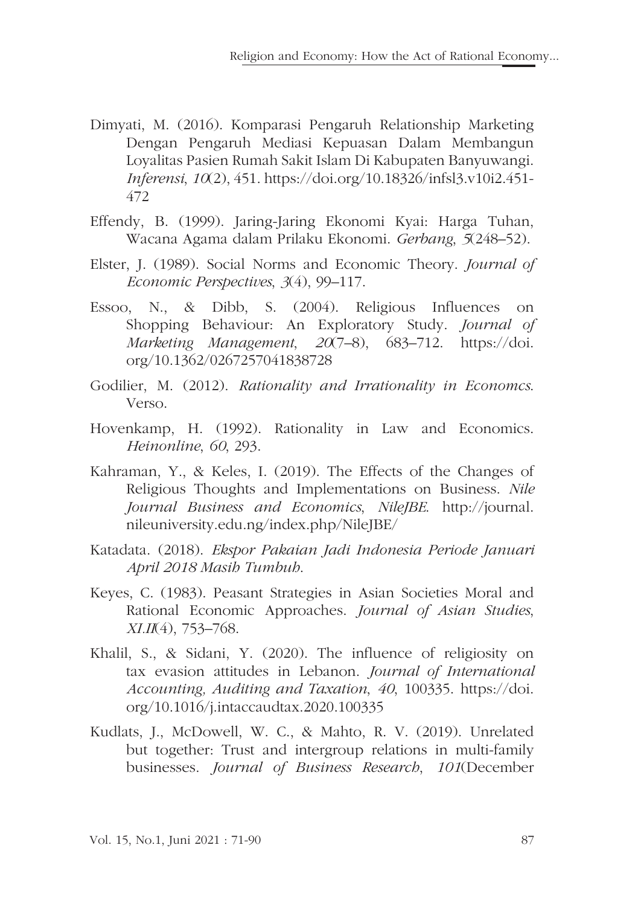Dimyati, M. (2016). Komparasi Pengaruh Relationship Marketing Dengan Pengaruh Mediasi Kepuasan Dalam Membangun Loyalitas Pasien Rumah Sakit Islam Di Kabupaten Banyuwangi. *Inferensi*, *10*(2), 451. https://doi.org/10.18326/infsl3.v10i2.451-472

Effendy, B. (1999). Jaring-Jaring Ekonomi Kyai: Harga Tuhan, Wacana Agama dalam Prilaku Ekonomi. *Gerbang*, *5*(248–52).

Elster, J. (1989). Social Norms and Economic Theory. *Journal of Economic Perspectives*, *3*(4), 99–117.

Essoo, N., & Dibb, S. (2004). Religious Influences on Shopping Behaviour: An Exploratory Study. *Journal of Marketing Management*, *20*(7–8), 683–712. https://doi.org/10.1362/0267257041838728

Godilier, M. (2012). *Rationality and Irrationality in Economcs*. Verso.

Hovenkamp, H. (1992). Rationality in Law and Economics. *Heinonline*, *60*, 293.

Kahraman, Y., & Keles, I. (2019). The Effects of the Changes of Religious Thoughts and Implementations on Business. *Nile Journal Business and Economics*, *NileJBE*. http://journal.nileuniversity.edu.ng/index.php/NileJBE/

Katadata. (2018). *Ekspor Pakaian Jadi Indonesia Periode Januari April 2018 Masih Tumbuh*.

Keyes, C. (1983). Peasant Strategies in Asian Societies Moral and Rational Economic Approaches. *Journal of Asian Studies*, *XI.II*(4), 753–768.

Khalil, S., & Sidani, Y. (2020). The influence of religiosity on tax evasion attitudes in Lebanon. *Journal of International Accounting, Auditing and Taxation*, *40*, 100335. https://doi.org/10.1016/j.intaccaudtax.2020.100335

Kudlats, J., McDowell, W. C., & Mahto, R. V. (2019). Unrelated but together: Trust and intergroup relations in multi-family businesses. *Journal of Business Research*, *101*(December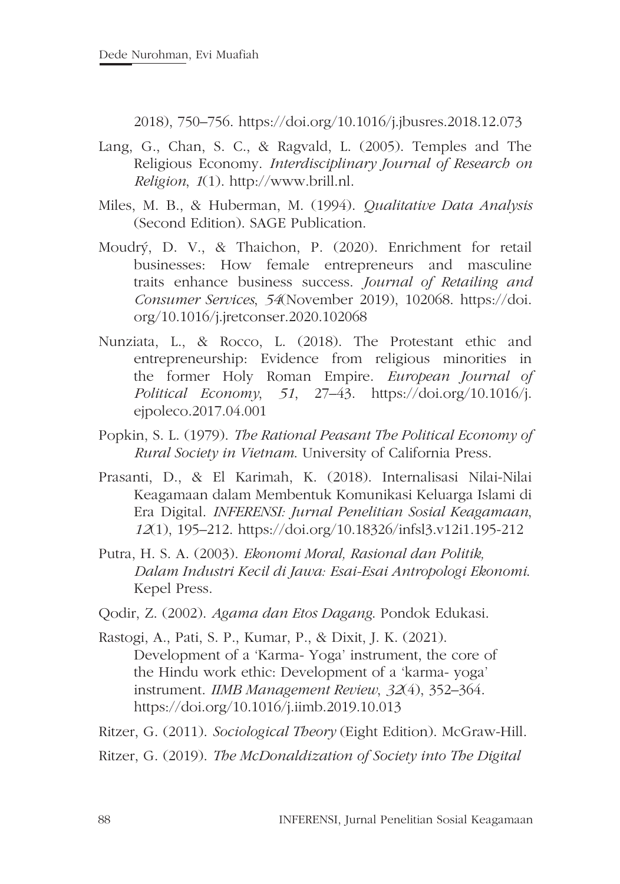2018), 750–756. https://doi.org/10.1016/j.jbusres.2018.12.073

Lang, G., Chan, S. C., & Ragvald, L. (2005). Temples and The Religious Economy. *Interdisciplinary Journal of Research on Religion*, *1*(1). http://www.brill.nl.

Miles, M. B., & Huberman, M. (1994). *Qualitative Data Analysis* (Second Edition). SAGE Publication.

Moudrý, D. V., & Thaichon, P. (2020). Enrichment for retail businesses: How female entrepreneurs and masculine traits enhance business success. *Journal of Retailing and Consumer Services*, *54*(November 2019), 102068. https://doi.org/10.1016/j.jretconser.2020.102068

Nunziata, L., & Rocco, L. (2018). The Protestant ethic and entrepreneurship: Evidence from religious minorities in the former Holy Roman Empire. *European Journal of Political Economy*, *51*, 27–43. https://doi.org/10.1016/j.ejpoleco.2017.04.001

Popkin, S. L. (1979). *The Rational Peasant The Political Economy of Rural Society in Vietnam*. University of California Press.

Prasanti, D., & El Karimah, K. (2018). Internalisasi Nilai-Nilai Keagamaan dalam Membentuk Komunikasi Keluarga Islami di Era Digital. *INFERENSI: Jurnal Penelitian Sosial Keagamaan*, *12*(1), 195–212. https://doi.org/10.18326/infsl3.v12i1.195-212

Putra, H. S. A. (2003). *Ekonomi Moral, Rasional dan Politik, Dalam Industri Kecil di Jawa: Esai-Esai Antropologi Ekonomi*. Kepel Press.

Qodir, Z. (2002). *Agama dan Etos Dagang*. Pondok Edukasi.

Rastogi, A., Pati, S. P., Kumar, P., & Dixit, J. K. (2021). Development of a 'Karma- Yoga' instrument, the core of the Hindu work ethic: Development of a 'karma- yoga' instrument. *IIMB Management Review*, *32*(4), 352–364. https://doi.org/10.1016/j.iimb.2019.10.013

Ritzer, G. (2011). *Sociological Theory* (Eight Edition). McGraw-Hill.

Ritzer, G. (2019). *The McDonaldization of Society into The Digital*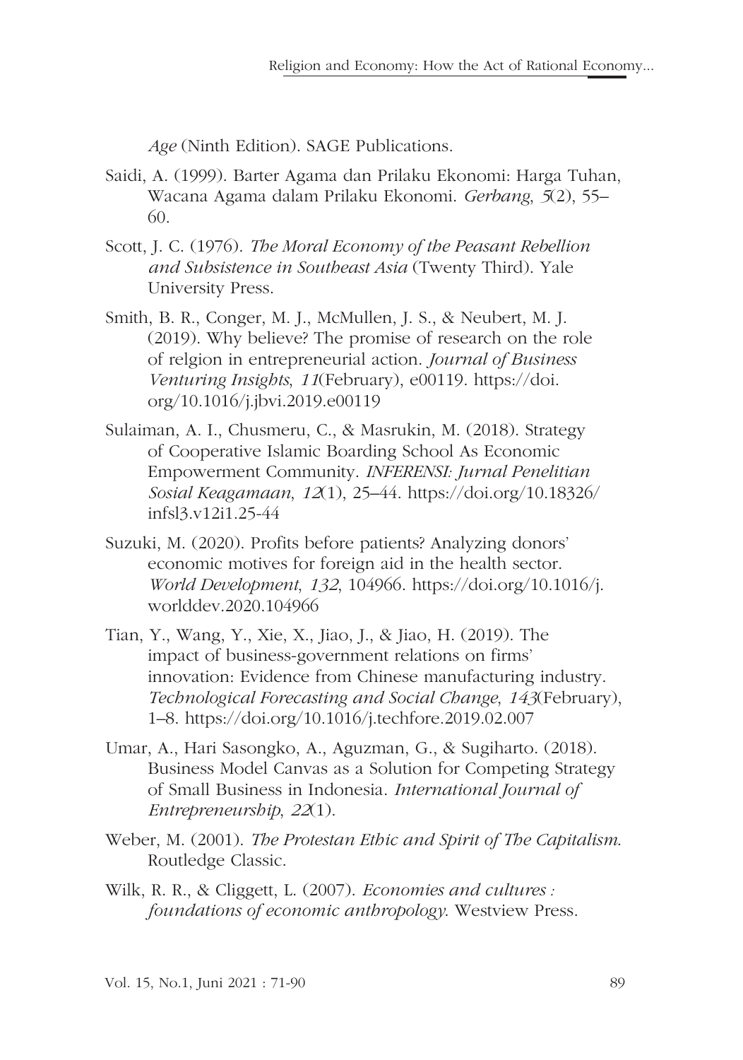*Age* (Ninth Edition). SAGE Publications.

Saidi, A. (1999). Barter Agama dan Prilaku Ekonomi: Harga Tuhan, Wacana Agama dalam Prilaku Ekonomi. *Gerbang*, *5*(2), 55–60.

Scott, J. C. (1976). *The Moral Economy of the Peasant Rebellion and Subsistence in Southeast Asia* (Twenty Third). Yale University Press.

Smith, B. R., Conger, M. J., McMullen, J. S., & Neubert, M. J. (2019). Why believe? The promise of research on the role of relgion in entrepreneurial action. *Journal of Business Venturing Insights*, *11*(February), e00119. https://doi.org/10.1016/j.jbvi.2019.e00119

Sulaiman, A. I., Chusmeru, C., & Masrukin, M. (2018). Strategy of Cooperative Islamic Boarding School As Economic Empowerment Community. *INFERENSI: Jurnal Penelitian Sosial Keagamaan*, *12*(1), 25–44. https://doi.org/10.18326/infsl3.v12i1.25-44

Suzuki, M. (2020). Profits before patients? Analyzing donors' economic motives for foreign aid in the health sector. *World Development*, *132*, 104966. https://doi.org/10.1016/j.worlddev.2020.104966

Tian, Y., Wang, Y., Xie, X., Jiao, J., & Jiao, H. (2019). The impact of business-government relations on firms' innovation: Evidence from Chinese manufacturing industry. *Technological Forecasting and Social Change*, *143*(February), 1–8. https://doi.org/10.1016/j.techfore.2019.02.007

Umar, A., Hari Sasongko, A., Aguzman, G., & Sugiharto. (2018). Business Model Canvas as a Solution for Competing Strategy of Small Business in Indonesia. *International Journal of Entrepreneurship*, *22*(1).

Weber, M. (2001). *The Protestan Ethic and Spirit of The Capitalism*. Routledge Classic.

Wilk, R. R., & Cliggett, L. (2007). *Economies and cultures : foundations of economic anthropology*. Westview Press.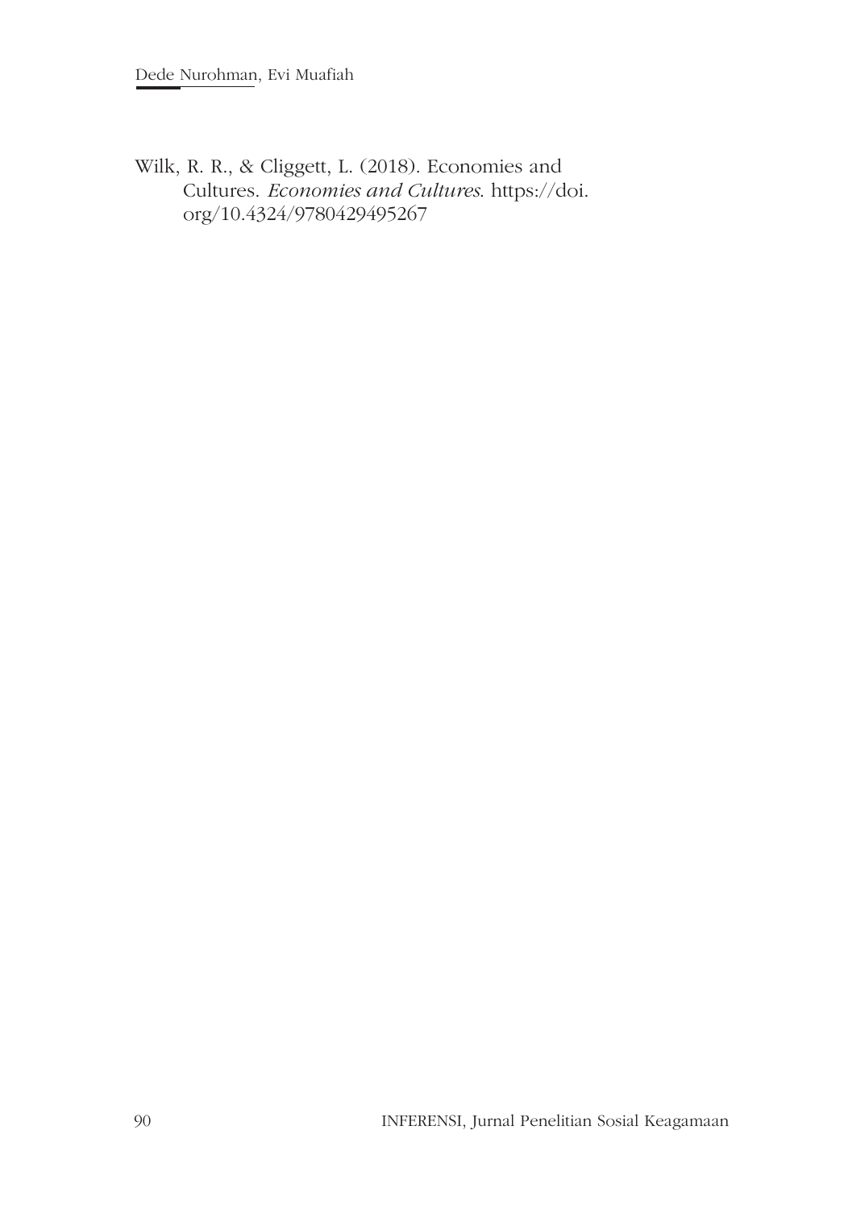Wilk, R. R., & Cliggett, L. (2018). Economies and Cultures. *Economies and Cultures*. https://doi.org/10.4324/9780429495267